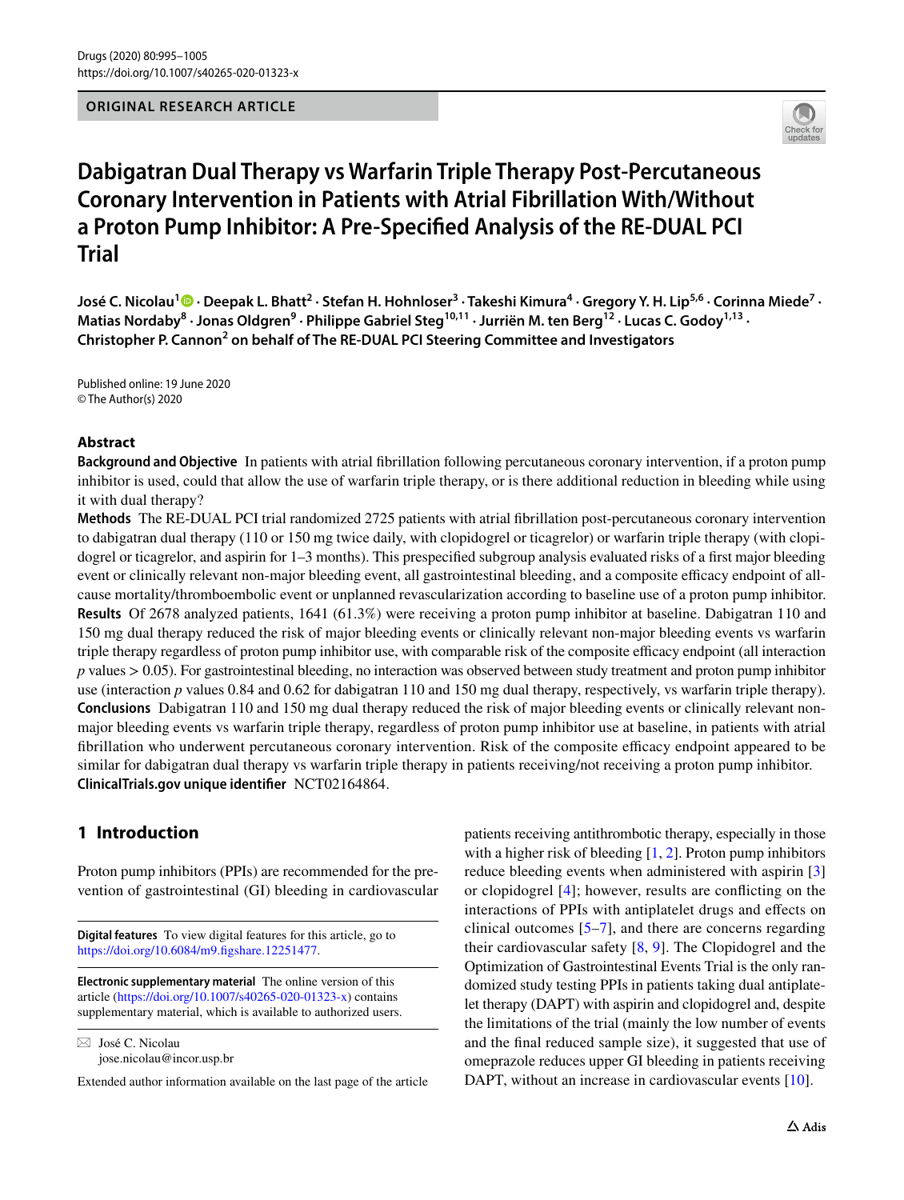ORIGINAL RESEARCH ARTICLE

# Dabigatran Dual Therapy vs Warfarin Triple Therapy Post-Percutaneous Coronary Intervention in Patients with Atrial Fibrillation With/Without a Proton Pump Inhibitor: A Pre-Specified Analysis of the RE-DUAL PCI Trial

**José C. Nicolau[1] · Deepak L. Bhatt[2] · Stefan H. Hohnloser[3] · Takeshi Kimura[4] · Gregory Y. H. Lip[5,6] · Corinna Miede[7] · Matias Nordaby[8] · Jonas Oldgren[9] · Philippe Gabriel Steg[10,11] · Jurriën M. ten Berg[12] · Lucas C. Godoy[1,13] · Christopher P. Cannon[2] on behalf of The RE-DUAL PCI Steering Committee and Investigators**

Published online: 19 June 2020
© The Author(s) 2020

## Abstract

**Background and Objective** In patients with atrial fibrillation following percutaneous coronary intervention, if a proton pump inhibitor is used, could that allow the use of warfarin triple therapy, or is there additional reduction in bleeding while using it with dual therapy?

**Methods** The RE-DUAL PCI trial randomized 2725 patients with atrial fibrillation post-percutaneous coronary intervention to dabigatran dual therapy (110 or 150 mg twice daily, with clopidogrel or ticagrelor) or warfarin triple therapy (with clopidogrel or ticagrelor, and aspirin for 1–3 months). This prespecified subgroup analysis evaluated risks of a first major bleeding event or clinically relevant non-major bleeding event, all gastrointestinal bleeding, and a composite efficacy endpoint of all-cause mortality/thromboembolic event or unplanned revascularization according to baseline use of a proton pump inhibitor.

**Results** Of 2678 analyzed patients, 1641 (61.3%) were receiving a proton pump inhibitor at baseline. Dabigatran 110 and 150 mg dual therapy reduced the risk of major bleeding events or clinically relevant non-major bleeding events vs warfarin triple therapy regardless of proton pump inhibitor use, with comparable risk of the composite efficacy endpoint (all interaction $p$ values > 0.05). For gastrointestinal bleeding, no interaction was observed between study treatment and proton pump inhibitor use (interaction $p$ values 0.84 and 0.62 for dabigatran 110 and 150 mg dual therapy, respectively, vs warfarin triple therapy).

**Conclusions** Dabigatran 110 and 150 mg dual therapy reduced the risk of major bleeding events or clinically relevant non-major bleeding events vs warfarin triple therapy, regardless of proton pump inhibitor use at baseline, in patients with atrial fibrillation who underwent percutaneous coronary intervention. Risk of the composite efficacy endpoint appeared to be similar for dabigatran dual therapy vs warfarin triple therapy in patients receiving/not receiving a proton pump inhibitor.

**ClinicalTrials.gov unique identifier** NCT02164864.

## 1 Introduction

Proton pump inhibitors (PPIs) are recommended for the prevention of gastrointestinal (GI) bleeding in cardiovascular patients receiving antithrombotic therapy, especially in those with a higher risk of bleeding [1, 2]. Proton pump inhibitors reduce bleeding events when administered with aspirin [3] or clopidogrel [4]; however, results are conflicting on the interactions of PPIs with antiplatelet drugs and effects on clinical outcomes [5–7], and there are concerns regarding their cardiovascular safety [8, 9]. The Clopidogrel and the Optimization of Gastrointestinal Events Trial is the only randomized study testing PPIs in patients taking dual antiplatelet therapy (DAPT) with aspirin and clopidogrel and, despite the limitations of the trial (mainly the low number of events and the final reduced sample size), it suggested that use of omeprazole reduces upper GI bleeding in patients receiving DAPT, without an increase in cardiovascular events [10].

**Digital features** To view digital features for this article, go to https://doi.org/10.6084/m9.figshare.12251477.

**Electronic supplementary material** The online version of this article (https://doi.org/10.1007/s40265-020-01323-x) contains supplementary material, which is available to authorized users.

✉ José C. Nicolau
jose.nicolau@incor.usp.br

Extended author information available on the last page of the article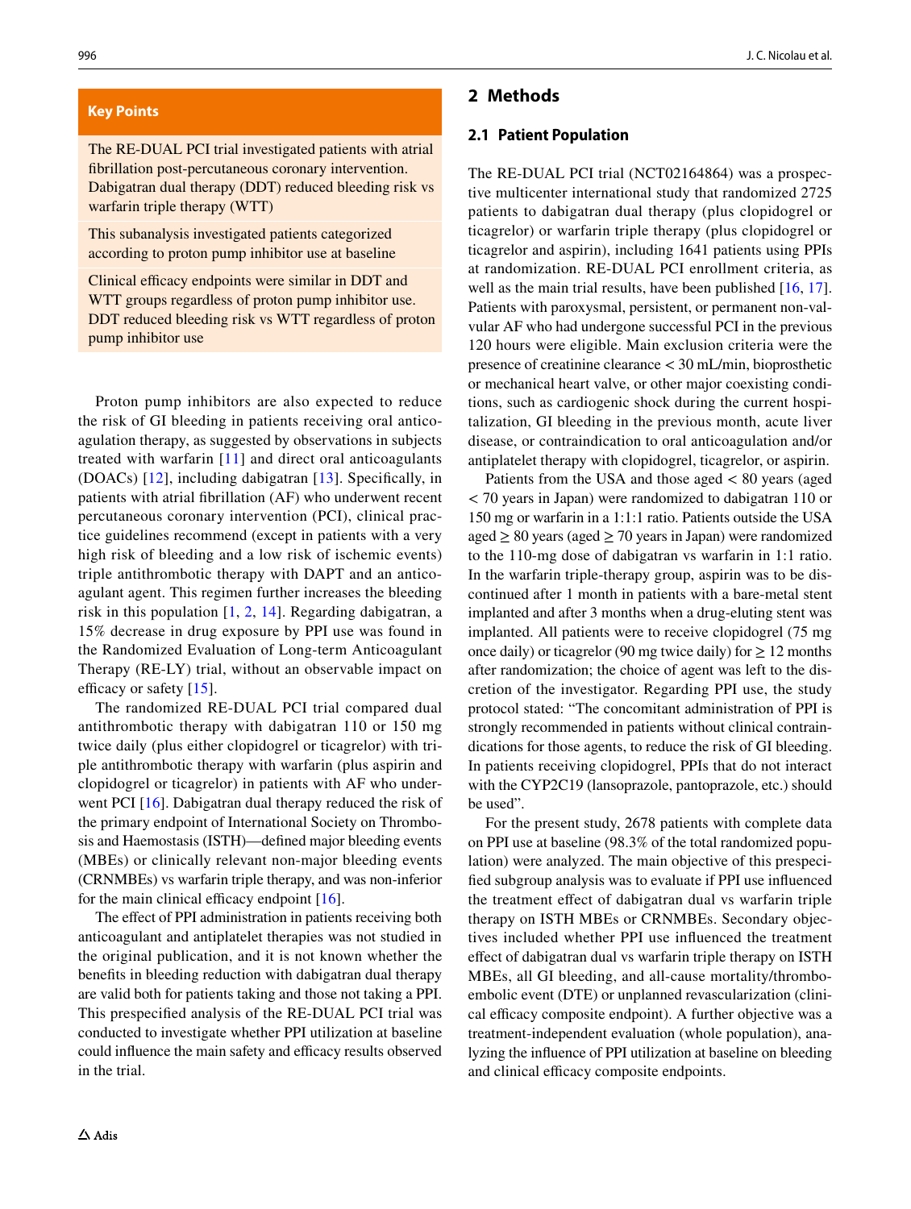**Key Points**

The RE-DUAL PCI trial investigated patients with atrial fibrillation post-percutaneous coronary intervention. Dabigatran dual therapy (DDT) reduced bleeding risk vs warfarin triple therapy (WTT)

This subanalysis investigated patients categorized according to proton pump inhibitor use at baseline

Clinical efficacy endpoints were similar in DDT and WTT groups regardless of proton pump inhibitor use. DDT reduced bleeding risk vs WTT regardless of proton pump inhibitor use

Proton pump inhibitors are also expected to reduce the risk of GI bleeding in patients receiving oral anticoagulation therapy, as suggested by observations in subjects treated with warfarin [11] and direct oral anticoagulants (DOACs) [12], including dabigatran [13]. Specifically, in patients with atrial fibrillation (AF) who underwent recent percutaneous coronary intervention (PCI), clinical practice guidelines recommend (except in patients with a very high risk of bleeding and a low risk of ischemic events) triple antithrombotic therapy with DAPT and an anticoagulant agent. This regimen further increases the bleeding risk in this population [1, 2, 14]. Regarding dabigatran, a 15% decrease in drug exposure by PPI use was found in the Randomized Evaluation of Long-term Anticoagulant Therapy (RE-LY) trial, without an observable impact on efficacy or safety [15].

The randomized RE-DUAL PCI trial compared dual antithrombotic therapy with dabigatran 110 or 150 mg twice daily (plus either clopidogrel or ticagrelor) with triple antithrombotic therapy with warfarin (plus aspirin and clopidogrel or ticagrelor) in patients with AF who underwent PCI [16]. Dabigatran dual therapy reduced the risk of the primary endpoint of International Society on Thrombosis and Haemostasis (ISTH)—defined major bleeding events (MBEs) or clinically relevant non-major bleeding events (CRNMBEs) vs warfarin triple therapy, and was non-inferior for the main clinical efficacy endpoint [16].

The effect of PPI administration in patients receiving both anticoagulant and antiplatelet therapies was not studied in the original publication, and it is not known whether the benefits in bleeding reduction with dabigatran dual therapy are valid both for patients taking and those not taking a PPI. This prespecified analysis of the RE-DUAL PCI trial was conducted to investigate whether PPI utilization at baseline could influence the main safety and efficacy results observed in the trial.

## 2 Methods

### 2.1 Patient Population

The RE-DUAL PCI trial (NCT02164864) was a prospective multicenter international study that randomized 2725 patients to dabigatran dual therapy (plus clopidogrel or ticagrelor) or warfarin triple therapy (plus clopidogrel or ticagrelor and aspirin), including 1641 patients using PPIs at randomization. RE-DUAL PCI enrollment criteria, as well as the main trial results, have been published [16, 17]. Patients with paroxysmal, persistent, or permanent non-valvular AF who had undergone successful PCI in the previous 120 hours were eligible. Main exclusion criteria were the presence of creatinine clearance < 30 mL/min, bioprosthetic or mechanical heart valve, or other major coexisting conditions, such as cardiogenic shock during the current hospitalization, GI bleeding in the previous month, acute liver disease, or contraindication to oral anticoagulation and/or antiplatelet therapy with clopidogrel, ticagrelor, or aspirin.

Patients from the USA and those aged < 80 years (aged < 70 years in Japan) were randomized to dabigatran 110 or 150 mg or warfarin in a 1:1:1 ratio. Patients outside the USA aged ≥ 80 years (aged ≥ 70 years in Japan) were randomized to the 110-mg dose of dabigatran vs warfarin in 1:1 ratio. In the warfarin triple-therapy group, aspirin was to be discontinued after 1 month in patients with a bare-metal stent implanted and after 3 months when a drug-eluting stent was implanted. All patients were to receive clopidogrel (75 mg once daily) or ticagrelor (90 mg twice daily) for ≥ 12 months after randomization; the choice of agent was left to the discretion of the investigator. Regarding PPI use, the study protocol stated: "The concomitant administration of PPI is strongly recommended in patients without clinical contraindications for those agents, to reduce the risk of GI bleeding. In patients receiving clopidogrel, PPIs that do not interact with the CYP2C19 (lansoprazole, pantoprazole, etc.) should be used".

For the present study, 2678 patients with complete data on PPI use at baseline (98.3% of the total randomized population) were analyzed. The main objective of this prespecified subgroup analysis was to evaluate if PPI use influenced the treatment effect of dabigatran dual vs warfarin triple therapy on ISTH MBEs or CRNMBEs. Secondary objectives included whether PPI use influenced the treatment effect of dabigatran dual vs warfarin triple therapy on ISTH MBEs, all GI bleeding, and all-cause mortality/thromboembolic event (DTE) or unplanned revascularization (clinical efficacy composite endpoint). A further objective was a treatment-independent evaluation (whole population), analyzing the influence of PPI utilization at baseline on bleeding and clinical efficacy composite endpoints.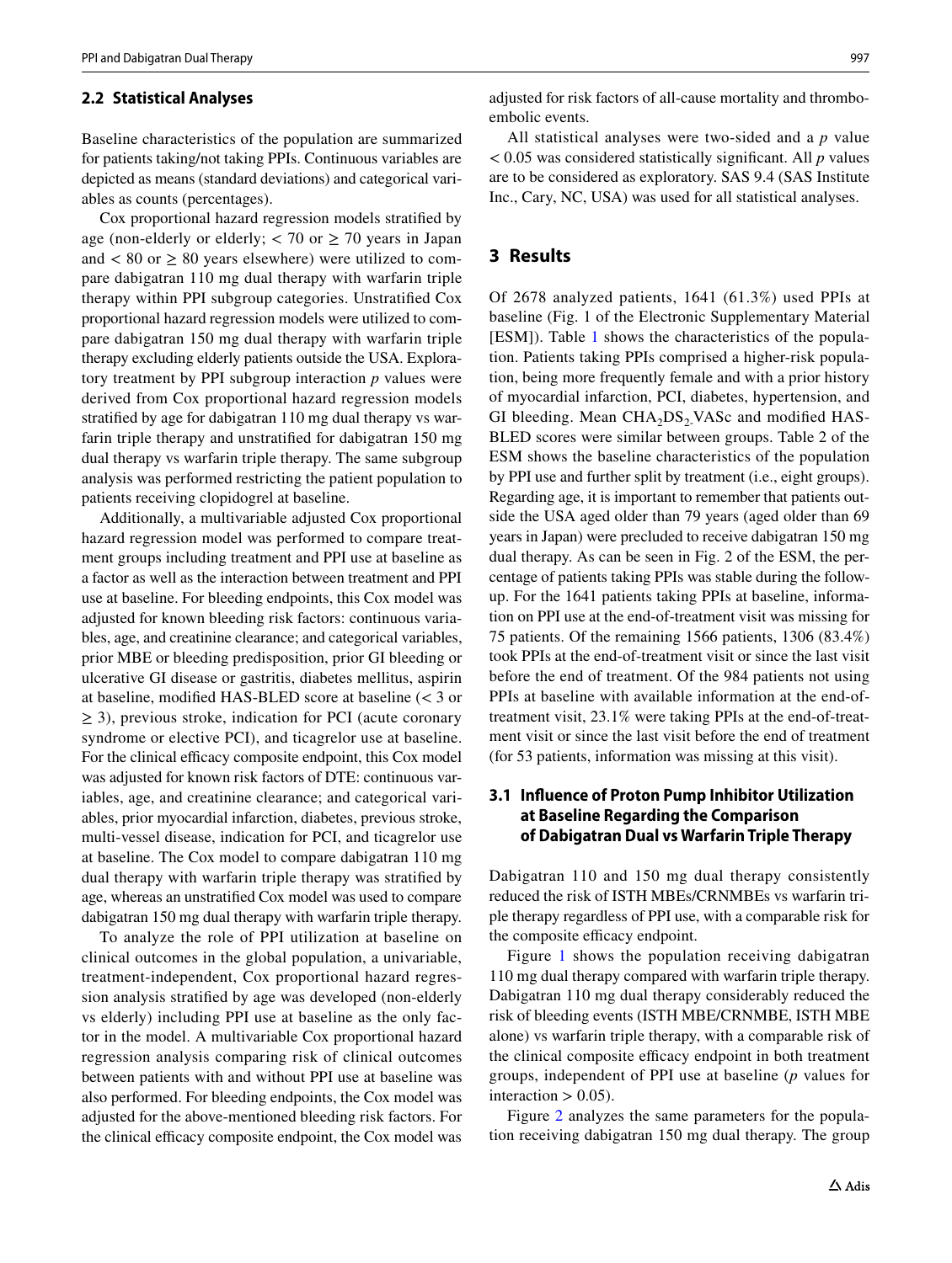### 2.2 Statistical Analyses

Baseline characteristics of the population are summarized for patients taking/not taking PPIs. Continuous variables are depicted as means (standard deviations) and categorical variables as counts (percentages).

Cox proportional hazard regression models stratified by age (non-elderly or elderly; < 70 or ≥ 70 years in Japan and < 80 or ≥ 80 years elsewhere) were utilized to compare dabigatran 110 mg dual therapy with warfarin triple therapy within PPI subgroup categories. Unstratified Cox proportional hazard regression models were utilized to compare dabigatran 150 mg dual therapy with warfarin triple therapy excluding elderly patients outside the USA. Exploratory treatment by PPI subgroup interaction *p* values were derived from Cox proportional hazard regression models stratified by age for dabigatran 110 mg dual therapy vs warfarin triple therapy and unstratified for dabigatran 150 mg dual therapy vs warfarin triple therapy. The same subgroup analysis was performed restricting the patient population to patients receiving clopidogrel at baseline.

Additionally, a multivariable adjusted Cox proportional hazard regression model was performed to compare treatment groups including treatment and PPI use at baseline as a factor as well as the interaction between treatment and PPI use at baseline. For bleeding endpoints, this Cox model was adjusted for known bleeding risk factors: continuous variables, age, and creatinine clearance; and categorical variables, prior MBE or bleeding predisposition, prior GI bleeding or ulcerative GI disease or gastritis, diabetes mellitus, aspirin at baseline, modified HAS-BLED score at baseline (< 3 or ≥ 3), previous stroke, indication for PCI (acute coronary syndrome or elective PCI), and ticagrelor use at baseline. For the clinical efficacy composite endpoint, this Cox model was adjusted for known risk factors of DTE: continuous variables, age, and creatinine clearance; and categorical variables, prior myocardial infarction, diabetes, previous stroke, multi-vessel disease, indication for PCI, and ticagrelor use at baseline. The Cox model to compare dabigatran 110 mg dual therapy with warfarin triple therapy was stratified by age, whereas an unstratified Cox model was used to compare dabigatran 150 mg dual therapy with warfarin triple therapy.

To analyze the role of PPI utilization at baseline on clinical outcomes in the global population, a univariable, treatment-independent, Cox proportional hazard regression analysis stratified by age was developed (non-elderly vs elderly) including PPI use at baseline as the only factor in the model. A multivariable Cox proportional hazard regression analysis comparing risk of clinical outcomes between patients with and without PPI use at baseline was also performed. For bleeding endpoints, the Cox model was adjusted for the above-mentioned bleeding risk factors. For the clinical efficacy composite endpoint, the Cox model was adjusted for risk factors of all-cause mortality and thromboembolic events.

All statistical analyses were two-sided and a *p* value < 0.05 was considered statistically significant. All *p* values are to be considered as exploratory. SAS 9.4 (SAS Institute Inc., Cary, NC, USA) was used for all statistical analyses.

## 3 Results

Of 2678 analyzed patients, 1641 (61.3%) used PPIs at baseline (Fig. 1 of the Electronic Supplementary Material [ESM]). Table 1 shows the characteristics of the population. Patients taking PPIs comprised a higher-risk population, being more frequently female and with a prior history of myocardial infarction, PCI, diabetes, hypertension, and GI bleeding. Mean $CHA_2DS_2$-VASc and modified HAS-BLED scores were similar between groups. Table 2 of the ESM shows the baseline characteristics of the population by PPI use and further split by treatment (i.e., eight groups). Regarding age, it is important to remember that patients outside the USA aged older than 79 years (aged older than 69 years in Japan) were precluded to receive dabigatran 150 mg dual therapy. As can be seen in Fig. 2 of the ESM, the percentage of patients taking PPIs was stable during the follow-up. For the 1641 patients taking PPIs at baseline, information on PPI use at the end-of-treatment visit was missing for 75 patients. Of the remaining 1566 patients, 1306 (83.4%) took PPIs at the end-of-treatment visit or since the last visit before the end of treatment. Of the 984 patients not using PPIs at baseline with available information at the end-of-treatment visit, 23.1% were taking PPIs at the end-of-treatment visit or since the last visit before the end of treatment (for 53 patients, information was missing at this visit).

### 3.1 Influence of Proton Pump Inhibitor Utilization at Baseline Regarding the Comparison of Dabigatran Dual vs Warfarin Triple Therapy

Dabigatran 110 and 150 mg dual therapy consistently reduced the risk of ISTH MBEs/CRNMBEs vs warfarin triple therapy regardless of PPI use, with a comparable risk for the composite efficacy endpoint.

Figure 1 shows the population receiving dabigatran 110 mg dual therapy compared with warfarin triple therapy. Dabigatran 110 mg dual therapy considerably reduced the risk of bleeding events (ISTH MBE/CRNMBE, ISTH MBE alone) vs warfarin triple therapy, with a comparable risk of the clinical composite efficacy endpoint in both treatment groups, independent of PPI use at baseline (*p* values for interaction > 0.05).

Figure 2 analyzes the same parameters for the population receiving dabigatran 150 mg dual therapy. The group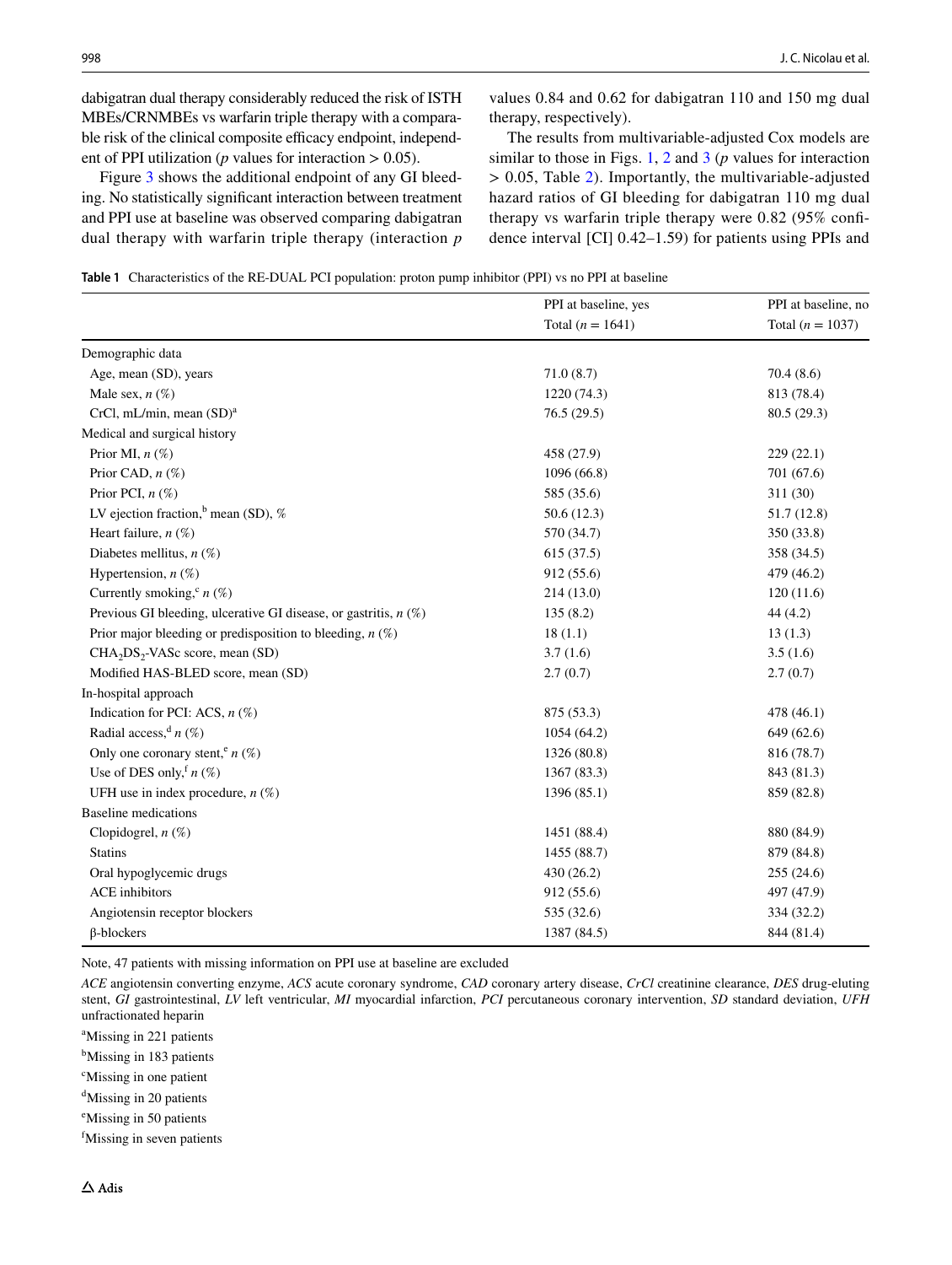dabigatran dual therapy considerably reduced the risk of ISTH MBEs/CRNMBEs vs warfarin triple therapy with a comparable risk of the clinical composite efficacy endpoint, independent of PPI utilization ($p$ values for interaction $> 0.05$).

Figure 3 shows the additional endpoint of any GI bleeding. No statistically significant interaction between treatment and PPI use at baseline was observed comparing dabigatran dual therapy with warfarin triple therapy (interaction $p$ values 0.84 and 0.62 for dabigatran 110 and 150 mg dual therapy, respectively).

The results from multivariable-adjusted Cox models are similar to those in Figs. 1, 2 and 3 ($p$ values for interaction $> 0.05$, Table 2). Importantly, the multivariable-adjusted hazard ratios of GI bleeding for dabigatran 110 mg dual therapy vs warfarin triple therapy were 0.82 (95% confidence interval [CI] 0.42–1.59) for patients using PPIs and

**Table 1** Characteristics of the RE-DUAL PCI population: proton pump inhibitor (PPI) vs no PPI at baseline

| | PPI at baseline, yes Total ($n$ = 1641) | PPI at baseline, no Total ($n$ = 1037) |
|---|---|---|
| Demographic data | | |
| Age, mean (SD), years | 71.0 (8.7) | 70.4 (8.6) |
| Male sex, $n$ (%) | 1220 (74.3) | 813 (78.4) |
| CrCl, mL/min, mean (SD)[a] | 76.5 (29.5) | 80.5 (29.3) |
| Medical and surgical history | | |
| Prior MI, $n$ (%) | 458 (27.9) | 229 (22.1) |
| Prior CAD, $n$ (%) | 1096 (66.8) | 701 (67.6) |
| Prior PCI, $n$ (%) | 585 (35.6) | 311 (30) |
| LV ejection fraction,[b] mean (SD), % | 50.6 (12.3) | 51.7 (12.8) |
| Heart failure, $n$ (%) | 570 (34.7) | 350 (33.8) |
| Diabetes mellitus, $n$ (%) | 615 (37.5) | 358 (34.5) |
| Hypertension, $n$ (%) | 912 (55.6) | 479 (46.2) |
| Currently smoking,[c] $n$ (%) | 214 (13.0) | 120 (11.6) |
| Previous GI bleeding, ulcerative GI disease, or gastritis, $n$ (%) | 135 (8.2) | 44 (4.2) |
| Prior major bleeding or predisposition to bleeding, $n$ (%) | 18 (1.1) | 13 (1.3) |
| $CHA_2DS_2$-VASc score, mean (SD) | 3.7 (1.6) | 3.5 (1.6) |
| Modified HAS-BLED score, mean (SD) | 2.7 (0.7) | 2.7 (0.7) |
| In-hospital approach | | |
| Indication for PCI: ACS, $n$ (%) | 875 (53.3) | 478 (46.1) |
| Radial access,[d] $n$ (%) | 1054 (64.2) | 649 (62.6) |
| Only one coronary stent,[e] $n$ (%) | 1326 (80.8) | 816 (78.7) |
| Use of DES only,[f] $n$ (%) | 1367 (83.3) | 843 (81.3) |
| UFH use in index procedure, $n$ (%) | 1396 (85.1) | 859 (82.8) |
| Baseline medications | | |
| Clopidogrel, $n$ (%) | 1451 (88.4) | 880 (84.9) |
| Statins | 1455 (88.7) | 879 (84.8) |
| Oral hypoglycemic drugs | 430 (26.2) | 255 (24.6) |
| ACE inhibitors | 912 (55.6) | 497 (47.9) |
| Angiotensin receptor blockers | 535 (32.6) | 334 (32.2) |
| β-blockers | 1387 (84.5) | 844 (81.4) |

Note, 47 patients with missing information on PPI use at baseline are excluded

*ACE* angiotensin converting enzyme, *ACS* acute coronary syndrome, *CAD* coronary artery disease, *CrCl* creatinine clearance, *DES* drug-eluting stent, *GI* gastrointestinal, *LV* left ventricular, *MI* myocardial infarction, *PCI* percutaneous coronary intervention, *SD* standard deviation, *UFH* unfractionated heparin

[a]Missing in 221 patients

[b]Missing in 183 patients

[c]Missing in one patient

[d]Missing in 20 patients

[e]Missing in 50 patients

[f]Missing in seven patients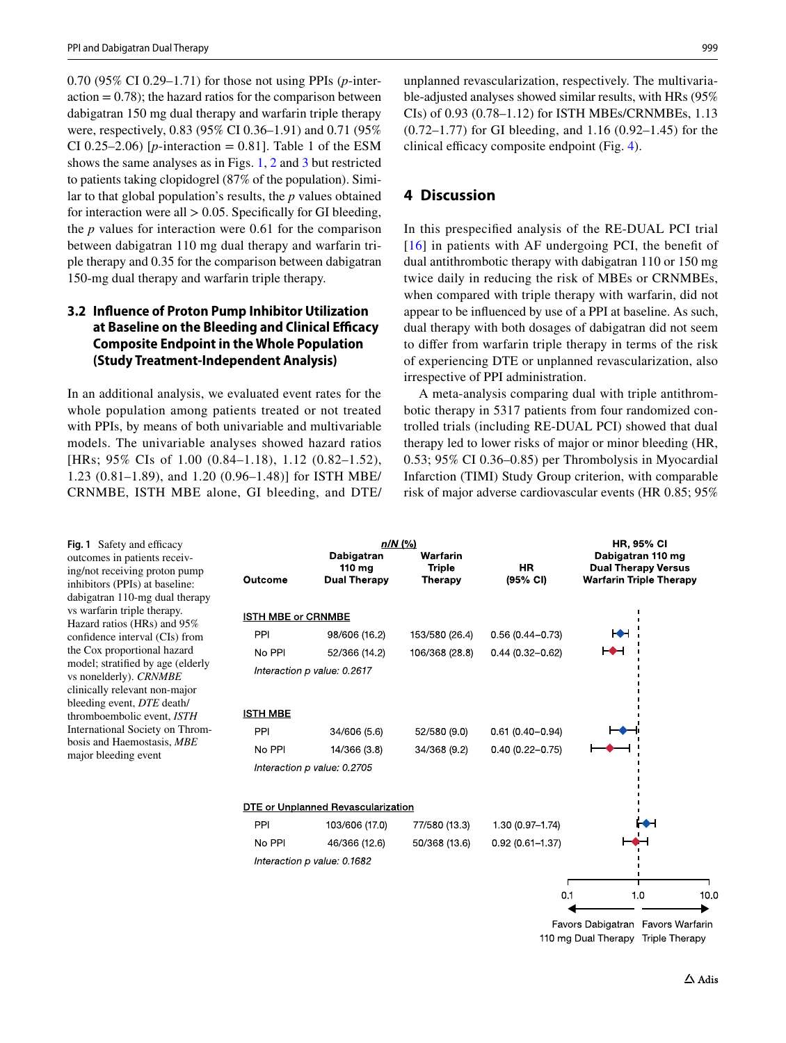0.70 (95% CI 0.29–1.71) for those not using PPIs ($p$-interaction = 0.78); the hazard ratios for the comparison between dabigatran 150 mg dual therapy and warfarin triple therapy were, respectively, 0.83 (95% CI 0.36–1.91) and 0.71 (95% CI 0.25–2.06) [$p$-interaction = 0.81]. Table 1 of the ESM shows the same analyses as in Figs. 1, 2 and 3 but restricted to patients taking clopidogrel (87% of the population). Similar to that global population's results, the $p$ values obtained for interaction were all > 0.05. Specifically for GI bleeding, the $p$ values for interaction were 0.61 for the comparison between dabigatran 110 mg dual therapy and warfarin triple therapy and 0.35 for the comparison between dabigatran 150-mg dual therapy and warfarin triple therapy.

### 3.2 Influence of Proton Pump Inhibitor Utilization at Baseline on the Bleeding and Clinical Efficacy Composite Endpoint in the Whole Population (Study Treatment-Independent Analysis)

In an additional analysis, we evaluated event rates for the whole population among patients treated or not treated with PPIs, by means of both univariable and multivariable models. The univariable analyses showed hazard ratios [HRs; 95% CIs of 1.00 (0.84–1.18), 1.12 (0.82–1.52), 1.23 (0.81–1.89), and 1.20 (0.96–1.48)] for ISTH MBE/CRNMBE, ISTH MBE alone, GI bleeding, and DTE/unplanned revascularization, respectively. The multivariable-adjusted analyses showed similar results, with HRs (95% CIs) of 0.93 (0.78–1.12) for ISTH MBEs/CRNMBEs, 1.13 (0.72–1.77) for GI bleeding, and 1.16 (0.92–1.45) for the clinical efficacy composite endpoint (Fig. 4).

## 4 Discussion

In this prespecified analysis of the RE-DUAL PCI trial [16] in patients with AF undergoing PCI, the benefit of dual antithrombotic therapy with dabigatran 110 or 150 mg twice daily in reducing the risk of MBEs or CRNMBEs, when compared with triple therapy with warfarin, did not appear to be influenced by use of a PPI at baseline. As such, dual therapy with both dosages of dabigatran did not seem to differ from warfarin triple therapy in terms of the risk of experiencing DTE or unplanned revascularization, also irrespective of PPI administration.

A meta-analysis comparing dual with triple antithrombotic therapy in 5317 patients from four randomized controlled trials (including RE-DUAL PCI) showed that dual therapy led to lower risks of major or minor bleeding (HR, 0.53; 95% CI 0.36–0.85) per Thrombolysis in Myocardial Infarction (TIMI) Study Group criterion, with comparable risk of major adverse cardiovascular events (HR 0.85; 95%

| Outcome | Dabigatran 110 mg Dual Therapy n/N (%) | Warfarin Triple Therapy n/N (%) | HR (95% CI) |
|---|---|---|---|
| **ISTH MBE or CRNMBE** | | | |
| PPI | 98/606 (16.2) | 153/580 (26.4) | 0.56 (0.44–0.73) |
| No PPI | 52/366 (14.2) | 106/368 (28.8) | 0.44 (0.32–0.62) |
| *Interaction p value: 0.2617* | | | |
| **ISTH MBE** | | | |
| PPI | 34/606 (5.6) | 52/580 (9.0) | 0.61 (0.40–0.94) |
| No PPI | 14/366 (3.8) | 34/368 (9.2) | 0.40 (0.22–0.75) |
| *Interaction p value: 0.2705* | | | |
| **DTE or Unplanned Revascularization** | | | |
| PPI | 103/606 (17.0) | 77/580 (13.3) | 1.30 (0.97–1.74) |
| No PPI | 46/366 (12.6) | 50/368 (13.6) | 0.92 (0.61–1.37) |
| *Interaction p value: 0.1682* | | | |

HR, 95% CI Dabigatran 110 mg Dual Therapy Versus Warfarin Triple Therapy (axis 0.1 – 1.0 – 10.0; ← Favors Dabigatran 110 mg Dual Therapy; Favors Warfarin Triple Therapy →)

**Fig. 1** Safety and efficacy outcomes in patients receiving/not receiving proton pump inhibitors (PPIs) at baseline: dabigatran 110-mg dual therapy vs warfarin triple therapy. Hazard ratios (HRs) and 95% confidence interval (CIs) from the Cox proportional hazard model; stratified by age (elderly vs nonelderly). *CRNMBE* clinically relevant non-major bleeding event, *DTE* death/thromboembolic event, *ISTH* International Society on Thrombosis and Haemostasis, *MBE* major bleeding event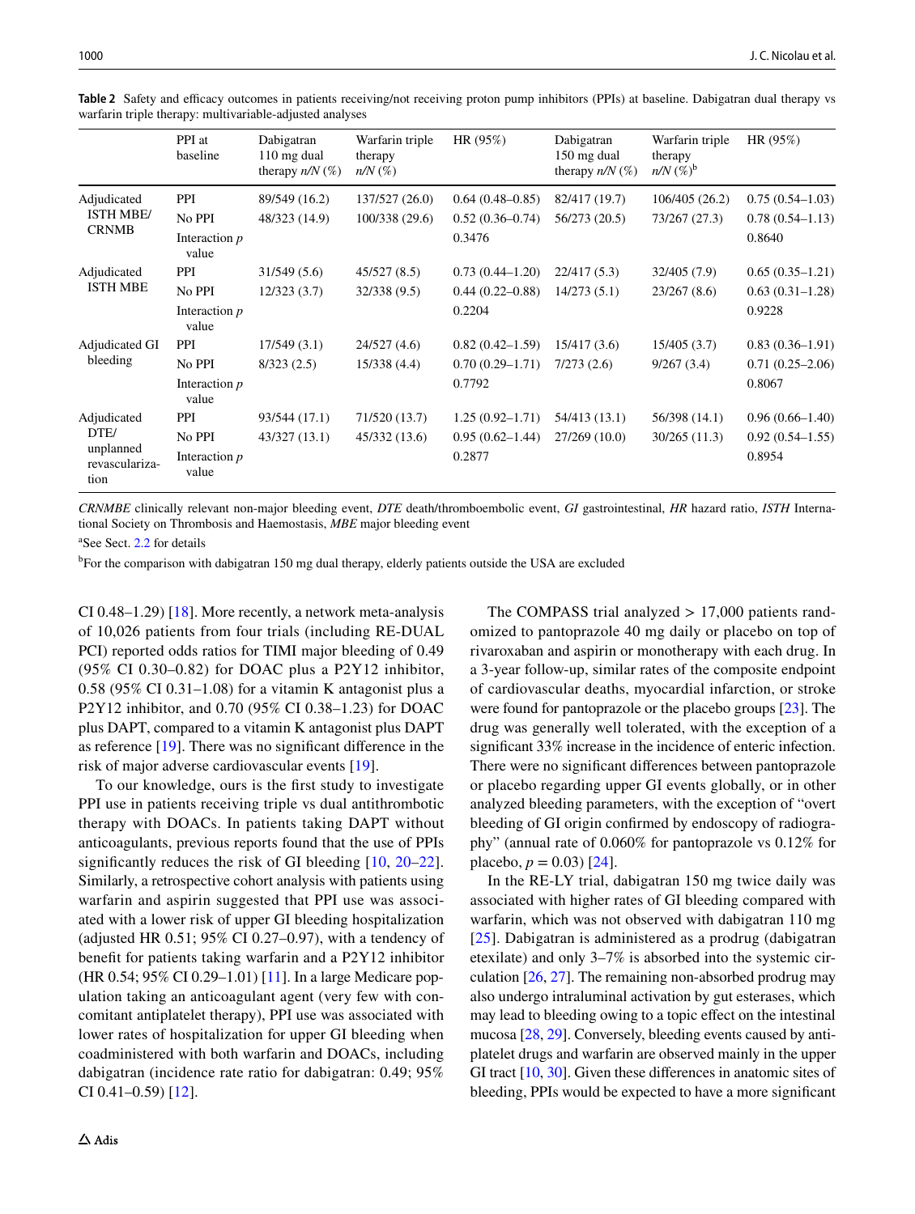**Table 2** Safety and efficacy outcomes in patients receiving/not receiving proton pump inhibitors (PPIs) at baseline. Dabigatran dual therapy vs warfarin triple therapy: multivariable-adjusted analyses

| | PPI at baseline | Dabigatran 110 mg dual therapy *n/N* (%) | Warfarin triple therapy *n/N* (%) | HR (95%) | Dabigatran 150 mg dual therapy *n/N* (%) | Warfarin triple therapy *n/N* (%)[b] | HR (95%) |
|---|---|---|---|---|---|---|---|
| Adjudicated ISTH MBE/CRNMB | PPI | 89/549 (16.2) | 137/527 (26.0) | 0.64 (0.48–0.85) | 82/417 (19.7) | 106/405 (26.2) | 0.75 (0.54–1.03) |
| | No PPI | 48/323 (14.9) | 100/338 (29.6) | 0.52 (0.36–0.74) | 56/273 (20.5) | 73/267 (27.3) | 0.78 (0.54–1.13) |
| | Interaction *p* value | | | 0.3476 | | | 0.8640 |
| Adjudicated ISTH MBE | PPI | 31/549 (5.6) | 45/527 (8.5) | 0.73 (0.44–1.20) | 22/417 (5.3) | 32/405 (7.9) | 0.65 (0.35–1.21) |
| | No PPI | 12/323 (3.7) | 32/338 (9.5) | 0.44 (0.22–0.88) | 14/273 (5.1) | 23/267 (8.6) | 0.63 (0.31–1.28) |
| | Interaction *p* value | | | 0.2204 | | | 0.9228 |
| Adjudicated GI bleeding | PPI | 17/549 (3.1) | 24/527 (4.6) | 0.82 (0.42–1.59) | 15/417 (3.6) | 15/405 (3.7) | 0.83 (0.36–1.91) |
| | No PPI | 8/323 (2.5) | 15/338 (4.4) | 0.70 (0.29–1.71) | 7/273 (2.6) | 9/267 (3.4) | 0.71 (0.25–2.06) |
| | Interaction *p* value | | | 0.7792 | | | 0.8067 |
| Adjudicated DTE/unplanned revascularization | PPI | 93/544 (17.1) | 71/520 (13.7) | 1.25 (0.92–1.71) | 54/413 (13.1) | 56/398 (14.1) | 0.96 (0.66–1.40) |
| | No PPI | 43/327 (13.1) | 45/332 (13.6) | 0.95 (0.62–1.44) | 27/269 (10.0) | 30/265 (11.3) | 0.92 (0.54–1.55) |
| | Interaction *p* value | | | 0.2877 | | | 0.8954 |

*CRNMBE* clinically relevant non-major bleeding event, *DTE* death/thromboembolic event, *GI* gastrointestinal, *HR* hazard ratio, *ISTH* International Society on Thrombosis and Haemostasis, *MBE* major bleeding event

[a]See Sect. 2.2 for details

[b]For the comparison with dabigatran 150 mg dual therapy, elderly patients outside the USA are excluded

CI 0.48–1.29) [18]. More recently, a network meta-analysis of 10,026 patients from four trials (including RE-DUAL PCI) reported odds ratios for TIMI major bleeding of 0.49 (95% CI 0.30–0.82) for DOAC plus a P2Y12 inhibitor, 0.58 (95% CI 0.31–1.08) for a vitamin K antagonist plus a P2Y12 inhibitor, and 0.70 (95% CI 0.38–1.23) for DOAC plus DAPT, compared to a vitamin K antagonist plus DAPT as reference [19]. There was no significant difference in the risk of major adverse cardiovascular events [19].

To our knowledge, ours is the first study to investigate PPI use in patients receiving triple vs dual antithrombotic therapy with DOACs. In patients taking DAPT without anticoagulants, previous reports found that the use of PPIs significantly reduces the risk of GI bleeding [10, 20–22]. Similarly, a retrospective cohort analysis with patients using warfarin and aspirin suggested that PPI use was associated with a lower risk of upper GI bleeding hospitalization (adjusted HR 0.51; 95% CI 0.27–0.97), with a tendency of benefit for patients taking warfarin and a P2Y12 inhibitor (HR 0.54; 95% CI 0.29–1.01) [11]. In a large Medicare population taking an anticoagulant agent (very few with concomitant antiplatelet therapy), PPI use was associated with lower rates of hospitalization for upper GI bleeding when coadministered with both warfarin and DOACs, including dabigatran (incidence rate ratio for dabigatran: 0.49; 95% CI 0.41–0.59) [12].

The COMPASS trial analyzed > 17,000 patients randomized to pantoprazole 40 mg daily or placebo on top of rivaroxaban and aspirin or monotherapy with each drug. In a 3-year follow-up, similar rates of the composite endpoint of cardiovascular deaths, myocardial infarction, or stroke were found for pantoprazole or the placebo groups [23]. The drug was generally well tolerated, with the exception of a significant 33% increase in the incidence of enteric infection. There were no significant differences between pantoprazole or placebo regarding upper GI events globally, or in other analyzed bleeding parameters, with the exception of "overt bleeding of GI origin confirmed by endoscopy of radiography" (annual rate of 0.060% for pantoprazole vs 0.12% for placebo, $p = 0.03$) [24].

In the RE-LY trial, dabigatran 150 mg twice daily was associated with higher rates of GI bleeding compared with warfarin, which was not observed with dabigatran 110 mg [25]. Dabigatran is administered as a prodrug (dabigatran etexilate) and only 3–7% is absorbed into the systemic circulation [26, 27]. The remaining non-absorbed prodrug may also undergo intraluminal activation by gut esterases, which may lead to bleeding owing to a topic effect on the intestinal mucosa [28, 29]. Conversely, bleeding events caused by antiplatelet drugs and warfarin are observed mainly in the upper GI tract [10, 30]. Given these differences in anatomic sites of bleeding, PPIs would be expected to have a more significant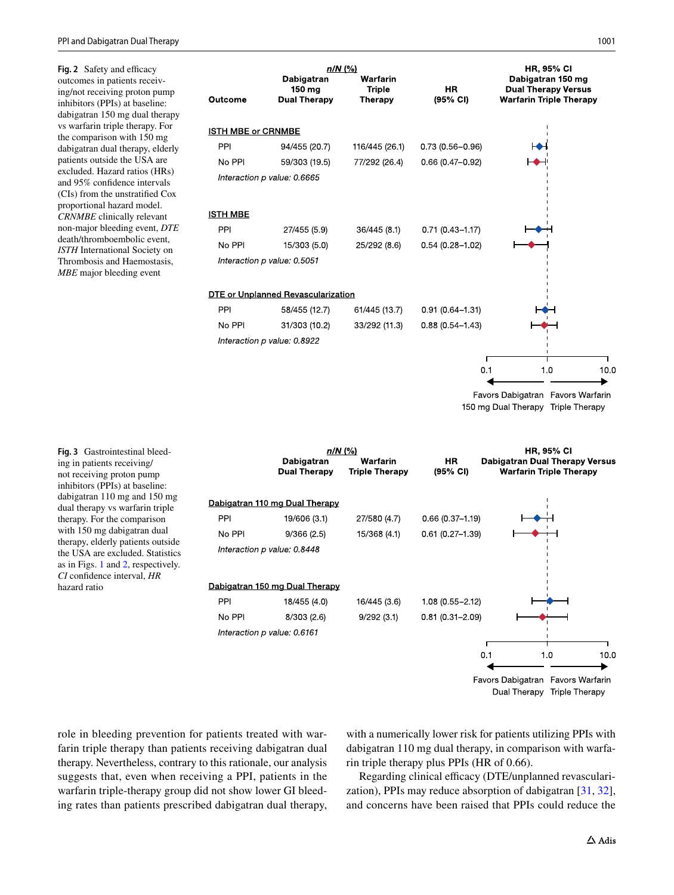**Fig. 2** Safety and efficacy outcomes in patients receiving/not receiving proton pump inhibitors (PPIs) at baseline: dabigatran 150 mg dual therapy vs warfarin triple therapy. For the comparison with 150 mg dabigatran dual therapy, elderly patients outside the USA are excluded. Hazard ratios (HRs) and 95% confidence intervals (CIs) from the unstratified Cox proportional hazard model. *CRNMBE* clinically relevant non-major bleeding event, *DTE* death/thromboembolic event, *ISTH* International Society on Thrombosis and Haemostasis, *MBE* major bleeding event

| Outcome | n/N (%) Dabigatran 150 mg Dual Therapy | n/N (%) Warfarin Triple Therapy | HR (95% CI) |
|---|---|---|---|
| **ISTH MBE or CRNMBE** | | | |
| PPI | 94/455 (20.7) | 116/445 (26.1) | 0.73 (0.56–0.96) |
| No PPI | 59/303 (19.5) | 77/292 (26.4) | 0.66 (0.47–0.92) |
| *Interaction p value: 0.6665* | | | |
| **ISTH MBE** | | | |
| PPI | 27/455 (5.9) | 36/445 (8.1) | 0.71 (0.43–1.17) |
| No PPI | 15/303 (5.0) | 25/292 (8.6) | 0.54 (0.28–1.02) |
| *Interaction p value: 0.5051* | | | |
| **DTE or Unplanned Revascularization** | | | |
| PPI | 58/455 (12.7) | 61/445 (13.7) | 0.91 (0.64–1.31) |
| No PPI | 31/303 (10.2) | 33/292 (11.3) | 0.88 (0.54–1.43) |
| *Interaction p value: 0.8922* | | | |

HR, 95% CI Dabigatran 150 mg Dual Therapy Versus Warfarin Triple Therapy (axis 0.1 – 1.0 – 10.0; ← Favors Dabigatran 150 mg Dual Therapy; Favors Warfarin Triple Therapy →)

**Fig. 3** Gastrointestinal bleeding in patients receiving/not receiving proton pump inhibitors (PPIs) at baseline: dabigatran 110 mg and 150 mg dual therapy vs warfarin triple therapy. For the comparison with 150 mg dabigatran dual therapy, elderly patients outside the USA are excluded. Statistics as in Figs. 1 and 2, respectively. *CI* confidence interval, *HR* hazard ratio

| | n/N (%) Dabigatran Dual Therapy | n/N (%) Warfarin Triple Therapy | HR (95% CI) |
|---|---|---|---|
| **Dabigatran 110 mg Dual Therapy** | | | |
| PPI | 19/606 (3.1) | 27/580 (4.7) | 0.66 (0.37–1.19) |
| No PPI | 9/366 (2.5) | 15/368 (4.1) | 0.61 (0.27–1.39) |
| *Interaction p value: 0.8448* | | | |
| **Dabigatran 150 mg Dual Therapy** | | | |
| PPI | 18/455 (4.0) | 16/445 (3.6) | 1.08 (0.55–2.12) |
| No PPI | 8/303 (2.6) | 9/292 (3.1) | 0.81 (0.31–2.09) |
| *Interaction p value: 0.6161* | | | |

HR, 95% CI Dabigatran Dual Therapy Versus Warfarin Triple Therapy (axis 0.1 – 1.0 – 10.0; ← Favors Dabigatran Dual Therapy; Favors Warfarin Triple Therapy →)

role in bleeding prevention for patients treated with warfarin triple therapy than patients receiving dabigatran dual therapy. Nevertheless, contrary to this rationale, our analysis suggests that, even when receiving a PPI, patients in the warfarin triple-therapy group did not show lower GI bleeding rates than patients prescribed dabigatran dual therapy, with a numerically lower risk for patients utilizing PPIs with dabigatran 110 mg dual therapy, in comparison with warfarin triple therapy plus PPIs (HR of 0.66).

Regarding clinical efficacy (DTE/unplanned revascularization), PPIs may reduce absorption of dabigatran [31, 32], and concerns have been raised that PPIs could reduce the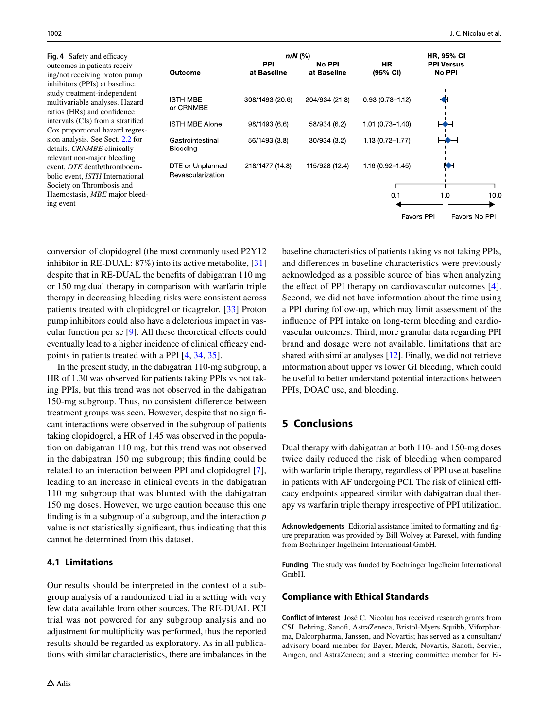| Outcome | PPI at Baseline | No PPI at Baseline | HR (95% CI) |
|---|---|---|---|
| | *n/N (%)* | | |
| ISTH MBE or CRNMBE | 308/1493 (20.6) | 204/934 (21.8) | 0.93 (0.78–1.12) |
| ISTH MBE Alone | 98/1493 (6.6) | 58/934 (6.2) | 1.01 (0.73–1.40) |
| Gastrointestinal Bleeding | 56/1493 (3.8) | 30/934 (3.2) | 1.13 (0.72–1.77) |
| DTE or Unplanned Revascularization | 218/1477 (14.8) | 115/928 (12.4) | 1.16 (0.92–1.45) |

HR, 95% CI PPI Versus No PPI

0.1 1.0 10.0

Favors PPI Favors No PPI

**Fig. 4** Safety and efficacy outcomes in patients receiving/not receiving proton pump inhibitors (PPIs) at baseline: study treatment-independent multivariable analyses. Hazard ratios (HRs) and confidence intervals (CIs) from a stratified Cox proportional hazard regression analysis. See Sect. 2.2 for details. *CRNMBE* clinically relevant non-major bleeding event, *DTE* death/thromboembolic event, *ISTH* International Society on Thrombosis and Haemostasis, *MBE* major bleeding event

conversion of clopidogrel (the most commonly used P2Y12 inhibitor in RE-DUAL: 87%) into its active metabolite, [31] despite that in RE-DUAL the benefits of dabigatran 110 mg or 150 mg dual therapy in comparison with warfarin triple therapy in decreasing bleeding risks were consistent across patients treated with clopidogrel or ticagrelor. [33] Proton pump inhibitors could also have a deleterious impact in vascular function per se [9]. All these theoretical effects could eventually lead to a higher incidence of clinical efficacy endpoints in patients treated with a PPI [4, 34, 35].

In the present study, in the dabigatran 110-mg subgroup, a HR of 1.30 was observed for patients taking PPIs vs not taking PPIs, but this trend was not observed in the dabigatran 150-mg subgroup. Thus, no consistent difference between treatment groups was seen. However, despite that no significant interactions were observed in the subgroup of patients taking clopidogrel, a HR of 1.45 was observed in the population on dabigatran 110 mg, but this trend was not observed in the dabigatran 150 mg subgroup; this finding could be related to an interaction between PPI and clopidogrel [7], leading to an increase in clinical events in the dabigatran 110 mg subgroup that was blunted with the dabigatran 150 mg doses. However, we urge caution because this one finding is in a subgroup of a subgroup, and the interaction *p* value is not statistically significant, thus indicating that this cannot be determined from this dataset.

### 4.1 Limitations

Our results should be interpreted in the context of a subgroup analysis of a randomized trial in a setting with very few data available from other sources. The RE-DUAL PCI trial was not powered for any subgroup analysis and no adjustment for multiplicity was performed, thus the reported results should be regarded as exploratory. As in all publications with similar characteristics, there are imbalances in the baseline characteristics of patients taking vs not taking PPIs, and differences in baseline characteristics were previously acknowledged as a possible source of bias when analyzing the effect of PPI therapy on cardiovascular outcomes [4]. Second, we did not have information about the time using a PPI during follow-up, which may limit assessment of the influence of PPI intake on long-term bleeding and cardiovascular outcomes. Third, more granular data regarding PPI brand and dosage were not available, limitations that are shared with similar analyses [12]. Finally, we did not retrieve information about upper vs lower GI bleeding, which could be useful to better understand potential interactions between PPIs, DOAC use, and bleeding.

## 5 Conclusions

Dual therapy with dabigatran at both 110- and 150-mg doses twice daily reduced the risk of bleeding when compared with warfarin triple therapy, regardless of PPI use at baseline in patients with AF undergoing PCI. The risk of clinical efficacy endpoints appeared similar with dabigatran dual therapy vs warfarin triple therapy irrespective of PPI utilization.

**Acknowledgements** Editorial assistance limited to formatting and figure preparation was provided by Bill Wolvey at Parexel, with funding from Boehringer Ingelheim International GmbH.

**Funding** The study was funded by Boehringer Ingelheim International GmbH.

### Compliance with Ethical Standards

**Conflict of interest** José C. Nicolau has received research grants from CSL Behring, Sanofi, AstraZeneca, Bristol-Myers Squibb, Viforpharma, Dalcorpharma, Janssen, and Novartis; has served as a consultant/advisory board member for Bayer, Merck, Novartis, Sanofi, Servier, Amgen, and AstraZeneca; and a steering committee member for Ei-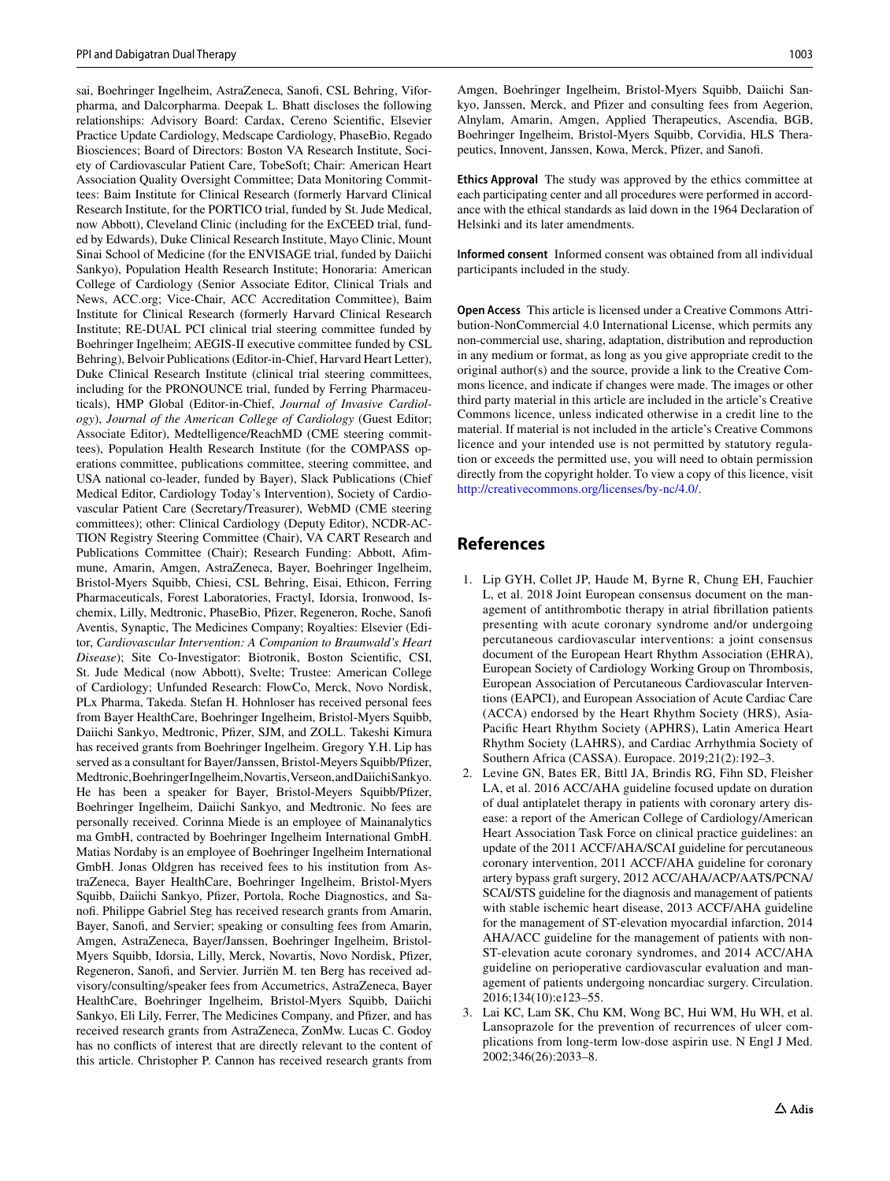sai, Boehringer Ingelheim, AstraZeneca, Sanofi, CSL Behring, Viforpharma, and Dalcorpharma. Deepak L. Bhatt discloses the following relationships: Advisory Board: Cardax, Cereno Scientific, Elsevier Practice Update Cardiology, Medscape Cardiology, PhaseBio, Regado Biosciences; Board of Directors: Boston VA Research Institute, Society of Cardiovascular Patient Care, TobeSoft; Chair: American Heart Association Quality Oversight Committee; Data Monitoring Committees: Baim Institute for Clinical Research (formerly Harvard Clinical Research Institute, for the PORTICO trial, funded by St. Jude Medical, now Abbott), Cleveland Clinic (including for the ExCEED trial, funded by Edwards), Duke Clinical Research Institute, Mayo Clinic, Mount Sinai School of Medicine (for the ENVISAGE trial, funded by Daiichi Sankyo), Population Health Research Institute; Honoraria: American College of Cardiology (Senior Associate Editor, Clinical Trials and News, ACC.org; Vice-Chair, ACC Accreditation Committee), Baim Institute for Clinical Research (formerly Harvard Clinical Research Institute; RE-DUAL PCI clinical trial steering committee funded by Boehringer Ingelheim; AEGIS-II executive committee funded by CSL Behring), Belvoir Publications (Editor-in-Chief, Harvard Heart Letter), Duke Clinical Research Institute (clinical trial steering committees, including for the PRONOUNCE trial, funded by Ferring Pharmaceuticals), HMP Global (Editor-in-Chief, *Journal of Invasive Cardiology*), *Journal of the American College of Cardiology* (Guest Editor; Associate Editor), Medtelligence/ReachMD (CME steering committees), Population Health Research Institute (for the COMPASS operations committee, publications committee, steering committee, and USA national co-leader, funded by Bayer), Slack Publications (Chief Medical Editor, Cardiology Today's Intervention), Society of Cardiovascular Patient Care (Secretary/Treasurer), WebMD (CME steering committees); other: Clinical Cardiology (Deputy Editor), NCDR-ACTION Registry Steering Committee (Chair), VA CART Research and Publications Committee (Chair); Research Funding: Abbott, Afimmune, Amarin, Amgen, AstraZeneca, Bayer, Boehringer Ingelheim, Bristol-Myers Squibb, Chiesi, CSL Behring, Eisai, Ethicon, Ferring Pharmaceuticals, Forest Laboratories, Fractyl, Idorsia, Ironwood, Ischemix, Lilly, Medtronic, PhaseBio, Pfizer, Regeneron, Roche, Sanofi Aventis, Synaptic, The Medicines Company; Royalties: Elsevier (Editor, *Cardiovascular Intervention: A Companion to Braunwald's Heart Disease*); Site Co-Investigator: Biotronik, Boston Scientific, CSI, St. Jude Medical (now Abbott), Svelte; Trustee: American College of Cardiology; Unfunded Research: FlowCo, Merck, Novo Nordisk, PLx Pharma, Takeda. Stefan H. Hohnloser has received personal fees from Bayer HealthCare, Boehringer Ingelheim, Bristol-Myers Squibb, Daiichi Sankyo, Medtronic, Pfizer, SJM, and ZOLL. Takeshi Kimura has received grants from Boehringer Ingelheim. Gregory Y.H. Lip has served as a consultant for Bayer/Janssen, Bristol-Meyers Squibb/Pfizer, Medtronic, Boehringer Ingelheim, Novartis, Verseon, and Daiichi Sankyo. He has been a speaker for Bayer, Bristol-Meyers Squibb/Pfizer, Boehringer Ingelheim, Daiichi Sankyo, and Medtronic. No fees are personally received. Corinna Miede is an employee of Mainanalytics ma GmbH, contracted by Boehringer Ingelheim International GmbH. Matias Nordaby is an employee of Boehringer Ingelheim International GmbH. Jonas Oldgren has received fees to his institution from AstraZeneca, Bayer HealthCare, Boehringer Ingelheim, Bristol-Myers Squibb, Daiichi Sankyo, Pfizer, Portola, Roche Diagnostics, and Sanofi. Philippe Gabriel Steg has received research grants from Amarin, Bayer, Sanofi, and Servier; speaking or consulting fees from Amarin, Amgen, AstraZeneca, Bayer/Janssen, Boehringer Ingelheim, Bristol-Myers Squibb, Idorsia, Lilly, Merck, Novartis, Novo Nordisk, Pfizer, Regeneron, Sanofi, and Servier. Jurriën M. ten Berg has received advisory/consulting/speaker fees from Accumetrics, AstraZeneca, Bayer HealthCare, Boehringer Ingelheim, Bristol-Myers Squibb, Daiichi Sankyo, Eli Lily, Ferrer, The Medicines Company, and Pfizer, and has received research grants from AstraZeneca, ZonMw. Lucas C. Godoy has no conflicts of interest that are directly relevant to the content of this article. Christopher P. Cannon has received research grants from Amgen, Boehringer Ingelheim, Bristol-Myers Squibb, Daiichi Sankyo, Janssen, Merck, and Pfizer and consulting fees from Aegerion, Alnylam, Amarin, Amgen, Applied Therapeutics, Ascendia, BGB, Boehringer Ingelheim, Bristol-Myers Squibb, Corvidia, HLS Therapeutics, Innovent, Janssen, Kowa, Merck, Pfizer, and Sanofi.

**Ethics Approval** The study was approved by the ethics committee at each participating center and all procedures were performed in accordance with the ethical standards as laid down in the 1964 Declaration of Helsinki and its later amendments.

**Informed consent** Informed consent was obtained from all individual participants included in the study.

**Open Access** This article is licensed under a Creative Commons Attribution-NonCommercial 4.0 International License, which permits any non-commercial use, sharing, adaptation, distribution and reproduction in any medium or format, as long as you give appropriate credit to the original author(s) and the source, provide a link to the Creative Commons licence, and indicate if changes were made. The images or other third party material in this article are included in the article's Creative Commons licence, unless indicated otherwise in a credit line to the material. If material is not included in the article's Creative Commons licence and your intended use is not permitted by statutory regulation or exceeds the permitted use, you will need to obtain permission directly from the copyright holder. To view a copy of this licence, visit http://creativecommons.org/licenses/by-nc/4.0/.

## References

1. Lip GYH, Collet JP, Haude M, Byrne R, Chung EH, Fauchier L, et al. 2018 Joint European consensus document on the management of antithrombotic therapy in atrial fibrillation patients presenting with acute coronary syndrome and/or undergoing percutaneous cardiovascular interventions: a joint consensus document of the European Heart Rhythm Association (EHRA), European Society of Cardiology Working Group on Thrombosis, European Association of Percutaneous Cardiovascular Interventions (EAPCI), and European Association of Acute Cardiac Care (ACCA) endorsed by the Heart Rhythm Society (HRS), Asia-Pacific Heart Rhythm Society (APHRS), Latin America Heart Rhythm Society (LAHRS), and Cardiac Arrhythmia Society of Southern Africa (CASSA). Europace. 2019;21(2):192–3.
2. Levine GN, Bates ER, Bittl JA, Brindis RG, Fihn SD, Fleisher LA, et al. 2016 ACC/AHA guideline focused update on duration of dual antiplatelet therapy in patients with coronary artery disease: a report of the American College of Cardiology/American Heart Association Task Force on clinical practice guidelines: an update of the 2011 ACCF/AHA/SCAI guideline for percutaneous coronary intervention, 2011 ACCF/AHA guideline for coronary artery bypass graft surgery, 2012 ACC/AHA/ACP/AATS/PCNA/SCAI/STS guideline for the diagnosis and management of patients with stable ischemic heart disease, 2013 ACCF/AHA guideline for the management of ST-elevation myocardial infarction, 2014 AHA/ACC guideline for the management of patients with non-ST-elevation acute coronary syndromes, and 2014 ACC/AHA guideline on perioperative cardiovascular evaluation and management of patients undergoing noncardiac surgery. Circulation. 2016;134(10):e123–55.
3. Lai KC, Lam SK, Chu KM, Wong BC, Hui WM, Hu WH, et al. Lansoprazole for the prevention of recurrences of ulcer complications from long-term low-dose aspirin use. N Engl J Med. 2002;346(26):2033–8.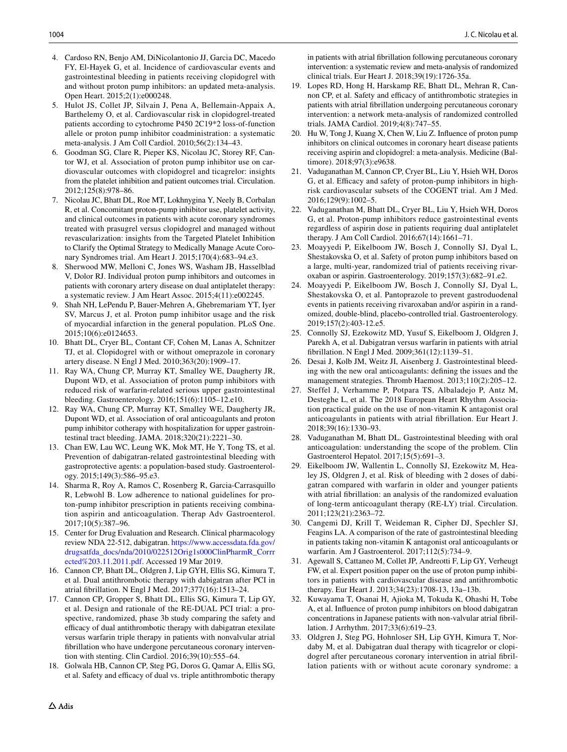4. Cardoso RN, Benjo AM, DiNicolantonio JJ, Garcia DC, Macedo FY, El-Hayek G, et al. Incidence of cardiovascular events and gastrointestinal bleeding in patients receiving clopidogrel with and without proton pump inhibitors: an updated meta-analysis. Open Heart. 2015;2(1):e000248.
5. Hulot JS, Collet JP, Silvain J, Pena A, Bellemain-Appaix A, Barthelemy O, et al. Cardiovascular risk in clopidogrel-treated patients according to cytochrome P450 2C19*2 loss-of-function allele or proton pump inhibitor coadministration: a systematic meta-analysis. J Am Coll Cardiol. 2010;56(2):134–43.
6. Goodman SG, Clare R, Pieper KS, Nicolau JC, Storey RF, Cantor WJ, et al. Association of proton pump inhibitor use on cardiovascular outcomes with clopidogrel and ticagrelor: insights from the platelet inhibition and patient outcomes trial. Circulation. 2012;125(8):978–86.
7. Nicolau JC, Bhatt DL, Roe MT, Lokhnygina Y, Neely B, Corbalan R, et al. Concomitant proton-pump inhibitor use, platelet activity, and clinical outcomes in patients with acute coronary syndromes treated with prasugrel versus clopidogrel and managed without revascularization: insights from the Targeted Platelet Inhibition to Clarify the Optimal Strategy to Medically Manage Acute Coronary Syndromes trial. Am Heart J. 2015;170(4):683–94.e3.
8. Sherwood MW, Melloni C, Jones WS, Washam JB, Hasselblad V, Dolor RJ. Individual proton pump inhibitors and outcomes in patients with coronary artery disease on dual antiplatelet therapy: a systematic review. J Am Heart Assoc. 2015;4(11):e002245.
9. Shah NH, LePendu P, Bauer-Mehren A, Ghebremariam YT, Iyer SV, Marcus J, et al. Proton pump inhibitor usage and the risk of myocardial infarction in the general population. PLoS One. 2015;10(6):e0124653.
10. Bhatt DL, Cryer BL, Contant CF, Cohen M, Lanas A, Schnitzer TJ, et al. Clopidogrel with or without omeprazole in coronary artery disease. N Engl J Med. 2010;363(20):1909–17.
11. Ray WA, Chung CP, Murray KT, Smalley WE, Daugherty JR, Dupont WD, et al. Association of proton pump inhibitors with reduced risk of warfarin-related serious upper gastrointestinal bleeding. Gastroenterology. 2016;151(6):1105–12.e10.
12. Ray WA, Chung CP, Murray KT, Smalley WE, Daugherty JR, Dupont WD, et al. Association of oral anticoagulants and proton pump inhibitor cotherapy with hospitalization for upper gastrointestinal tract bleeding. JAMA. 2018;320(21):2221–30.
13. Chan EW, Lau WC, Leung WK, Mok MT, He Y, Tong TS, et al. Prevention of dabigatran-related gastrointestinal bleeding with gastroprotective agents: a population-based study. Gastroenterology. 2015;149(3):586–95.e3.
14. Sharma R, Roy A, Ramos C, Rosenberg R, Garcia-Carrasquillo R, Lebwohl B. Low adherence to national guidelines for proton-pump inhibitor prescription in patients receiving combination aspirin and anticoagulation. Therap Adv Gastroenterol. 2017;10(5):387–96.
15. Center for Drug Evaluation and Research. Clinical pharmacology review NDA 22-512, dabigatran. https://www.accessdata.fda.gov/drugsatfda_docs/nda/2010/022512Orig1s000ClinPharmR_Corrected%203.11.2011.pdf. Accessed 19 Mar 2019.
16. Cannon CP, Bhatt DL, Oldgren J, Lip GYH, Ellis SG, Kimura T, et al. Dual antithrombotic therapy with dabigatran after PCI in atrial fibrillation. N Engl J Med. 2017;377(16):1513–24.
17. Cannon CP, Gropper S, Bhatt DL, Ellis SG, Kimura T, Lip GY, et al. Design and rationale of the RE-DUAL PCI trial: a prospective, randomized, phase 3b study comparing the safety and efficacy of dual antithrombotic therapy with dabigatran etexilate versus warfarin triple therapy in patients with nonvalvular atrial fibrillation who have undergone percutaneous coronary intervention with stenting. Clin Cardiol. 2016;39(10):555–64.
18. Golwala HB, Cannon CP, Steg PG, Doros G, Qamar A, Ellis SG, et al. Safety and efficacy of dual vs. triple antithrombotic therapy in patients with atrial fibrillation following percutaneous coronary intervention: a systematic review and meta-analysis of randomized clinical trials. Eur Heart J. 2018;39(19):1726-35a.
19. Lopes RD, Hong H, Harskamp RE, Bhatt DL, Mehran R, Cannon CP, et al. Safety and efficacy of antithrombotic strategies in patients with atrial fibrillation undergoing percutaneous coronary intervention: a network meta-analysis of randomized controlled trials. JAMA Cardiol. 2019;4(8):747–55.
20. Hu W, Tong J, Kuang X, Chen W, Liu Z. Influence of proton pump inhibitors on clinical outcomes in coronary heart disease patients receiving aspirin and clopidogrel: a meta-analysis. Medicine (Baltimore). 2018;97(3):e9638.
21. Vaduganathan M, Cannon CP, Cryer BL, Liu Y, Hsieh WH, Doros G, et al. Efficacy and safety of proton-pump inhibitors in high-risk cardiovascular subsets of the COGENT trial. Am J Med. 2016;129(9):1002–5.
22. Vaduganathan M, Bhatt DL, Cryer BL, Liu Y, Hsieh WH, Doros G, et al. Proton-pump inhibitors reduce gastrointestinal events regardless of aspirin dose in patients requiring dual antiplatelet therapy. J Am Coll Cardiol. 2016;67(14):1661–71.
23. Moayyedi P, Eikelboom JW, Bosch J, Connolly SJ, Dyal L, Shestakovska O, et al. Safety of proton pump inhibitors based on a large, multi-year, randomized trial of patients receiving rivaroxaban or aspirin. Gastroenterology. 2019;157(3):682–91.e2.
24. Moayyedi P, Eikelboom JW, Bosch J, Connolly SJ, Dyal L, Shestakovska O, et al. Pantoprazole to prevent gastroduodenal events in patients receiving rivaroxaban and/or aspirin in a randomized, double-blind, placebo-controlled trial. Gastroenterology. 2019;157(2):403-12.e5.
25. Connolly SJ, Ezekowitz MD, Yusuf S, Eikelboom J, Oldgren J, Parekh A, et al. Dabigatran versus warfarin in patients with atrial fibrillation. N Engl J Med. 2009;361(12):1139–51.
26. Desai J, Kolb JM, Weitz JI, Aisenberg J. Gastrointestinal bleeding with the new oral anticoagulants: defining the issues and the management strategies. Thromb Haemost. 2013;110(2):205–12.
27. Steffel J, Verhamme P, Potpara TS, Albaladejo P, Antz M, Desteghe L, et al. The 2018 European Heart Rhythm Association practical guide on the use of non-vitamin K antagonist oral anticoagulants in patients with atrial fibrillation. Eur Heart J. 2018;39(16):1330–93.
28. Vaduganathan M, Bhatt DL. Gastrointestinal bleeding with oral anticoagulation: understanding the scope of the problem. Clin Gastroenterol Hepatol. 2017;15(5):691–3.
29. Eikelboom JW, Wallentin L, Connolly SJ, Ezekowitz M, Healey JS, Oldgren J, et al. Risk of bleeding with 2 doses of dabigatran compared with warfarin in older and younger patients with atrial fibrillation: an analysis of the randomized evaluation of long-term anticoagulant therapy (RE-LY) trial. Circulation. 2011;123(21):2363–72.
30. Cangemi DJ, Krill T, Weideman R, Cipher DJ, Spechler SJ, Feagins LA. A comparison of the rate of gastrointestinal bleeding in patients taking non-vitamin K antagonist oral anticoagulants or warfarin. Am J Gastroenterol. 2017;112(5):734–9.
31. Agewall S, Cattaneo M, Collet JP, Andreotti F, Lip GY, Verheugt FW, et al. Expert position paper on the use of proton pump inhibitors in patients with cardiovascular disease and antithrombotic therapy. Eur Heart J. 2013;34(23):1708-13, 13a–13b.
32. Kuwayama T, Osanai H, Ajioka M, Tokuda K, Ohashi H, Tobe A, et al. Influence of proton pump inhibitors on blood dabigatran concentrations in Japanese patients with non-valvular atrial fibrillation. J Arrhythm. 2017;33(6):619–23.
33. Oldgren J, Steg PG, Hohnloser SH, Lip GYH, Kimura T, Nordaby M, et al. Dabigatran dual therapy with ticagrelor or clopidogrel after percutaneous coronary intervention in atrial fibrillation patients with or without acute coronary syndrome: a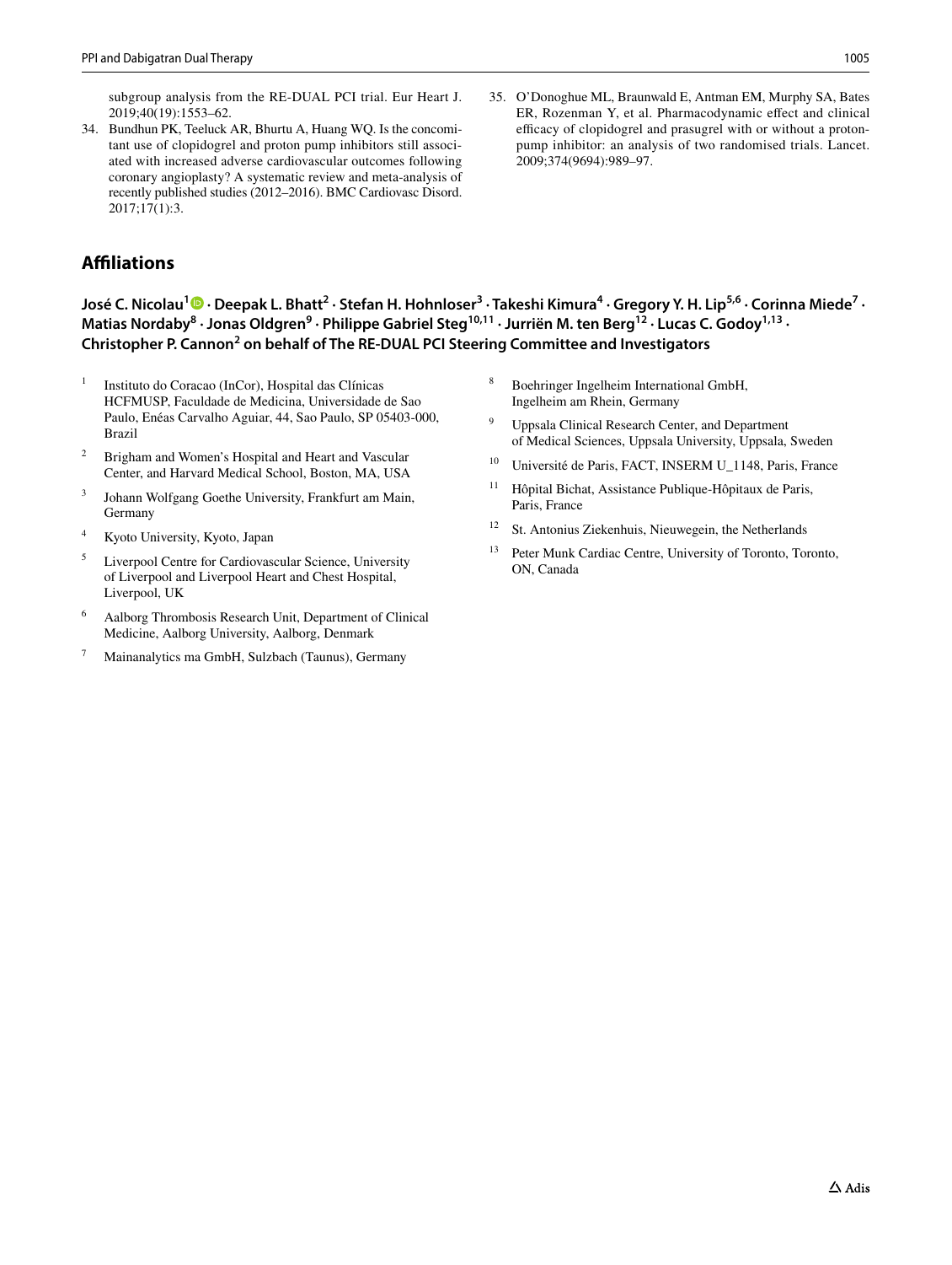subgroup analysis from the RE-DUAL PCI trial. Eur Heart J. 2019;40(19):1553–62.

34. Bundhun PK, Teeluck AR, Bhurtu A, Huang WQ. Is the concomitant use of clopidogrel and proton pump inhibitors still associated with increased adverse cardiovascular outcomes following coronary angioplasty? A systematic review and meta-analysis of recently published studies (2012–2016). BMC Cardiovasc Disord. 2017;17(1):3.
35. O'Donoghue ML, Braunwald E, Antman EM, Murphy SA, Bates ER, Rozenman Y, et al. Pharmacodynamic effect and clinical efficacy of clopidogrel and prasugrel with or without a proton-pump inhibitor: an analysis of two randomised trials. Lancet. 2009;374(9694):989–97.

## Affiliations

**José C. Nicolau[1] · Deepak L. Bhatt[2] · Stefan H. Hohnloser[3] · Takeshi Kimura[4] · Gregory Y. H. Lip[5,6] · Corinna Miede[7] · Matias Nordaby[8] · Jonas Oldgren[9] · Philippe Gabriel Steg[10,11] · Jurriën M. ten Berg[12] · Lucas C. Godoy[1,13] · Christopher P. Cannon[2] on behalf of The RE-DUAL PCI Steering Committee and Investigators**

[1] Instituto do Coracao (InCor), Hospital das Clínicas HCFMUSP, Faculdade de Medicina, Universidade de Sao Paulo, Enéas Carvalho Aguiar, 44, Sao Paulo, SP 05403-000, Brazil

[2] Brigham and Women's Hospital and Heart and Vascular Center, and Harvard Medical School, Boston, MA, USA

[3] Johann Wolfgang Goethe University, Frankfurt am Main, Germany

[4] Kyoto University, Kyoto, Japan

[5] Liverpool Centre for Cardiovascular Science, University of Liverpool and Liverpool Heart and Chest Hospital, Liverpool, UK

[6] Aalborg Thrombosis Research Unit, Department of Clinical Medicine, Aalborg University, Aalborg, Denmark

[7] Mainanalytics ma GmbH, Sulzbach (Taunus), Germany

[8] Boehringer Ingelheim International GmbH, Ingelheim am Rhein, Germany

[9] Uppsala Clinical Research Center, and Department of Medical Sciences, Uppsala University, Uppsala, Sweden

[10] Université de Paris, FACT, INSERM U_1148, Paris, France

[11] Hôpital Bichat, Assistance Publique-Hôpitaux de Paris, Paris, France

[12] St. Antonius Ziekenhuis, Nieuwegein, the Netherlands

[13] Peter Munk Cardiac Centre, University of Toronto, Toronto, ON, Canada